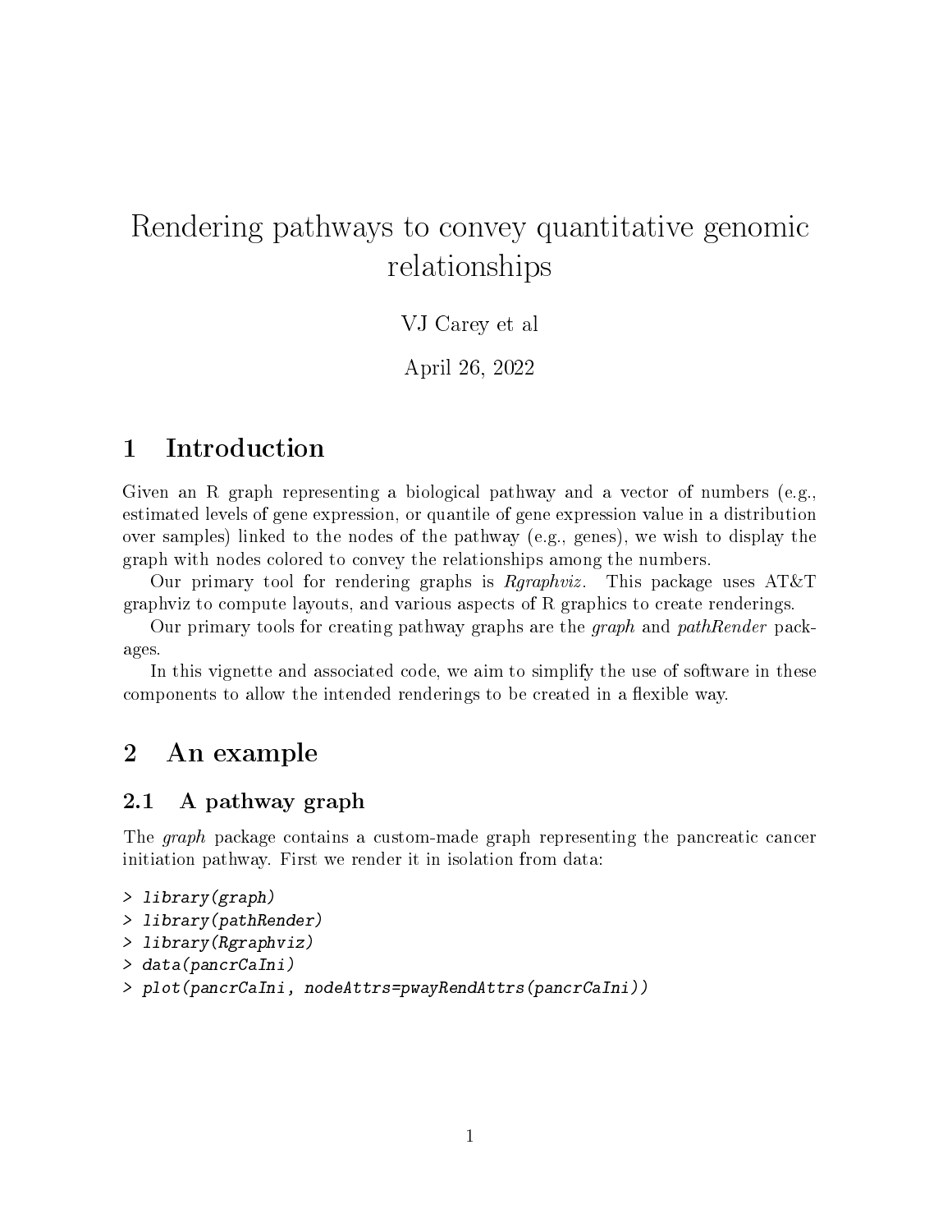# Rendering pathways to convey quantitative genomic relationships

VJ Carey et al

April 26, 2022

## 1 Introduction

Given an R graph representing a biological pathway and a vector of numbers (e.g., estimated levels of gene expression, or quantile of gene expression value in a distribution over samples) linked to the nodes of the pathway (e.g., genes), we wish to display the graph with nodes colored to convey the relationships among the numbers.

Our primary tool for rendering graphs is *Rgraphviz*. This package uses AT&T graphviz to compute layouts, and various aspects of R graphics to create renderings.

Our primary tools for creating pathway graphs are the *graph* and *pathRender* packages.

In this vignette and associated code, we aim to simplify the use of software in these components to allow the intended renderings to be created in a flexible way.

## 2 An example

### 2.1 A pathway graph

The *graph* package contains a custom-made graph representing the pancreatic cancer initiation pathway. First we render it in isolation from data:

```
> library(graph)
> library(pathRender)
> library(Rgraphviz)
> data(pancrCaIni)
> plot(pancrCaIni, nodeAttrs=pwayRendAttrs(pancrCaIni))
```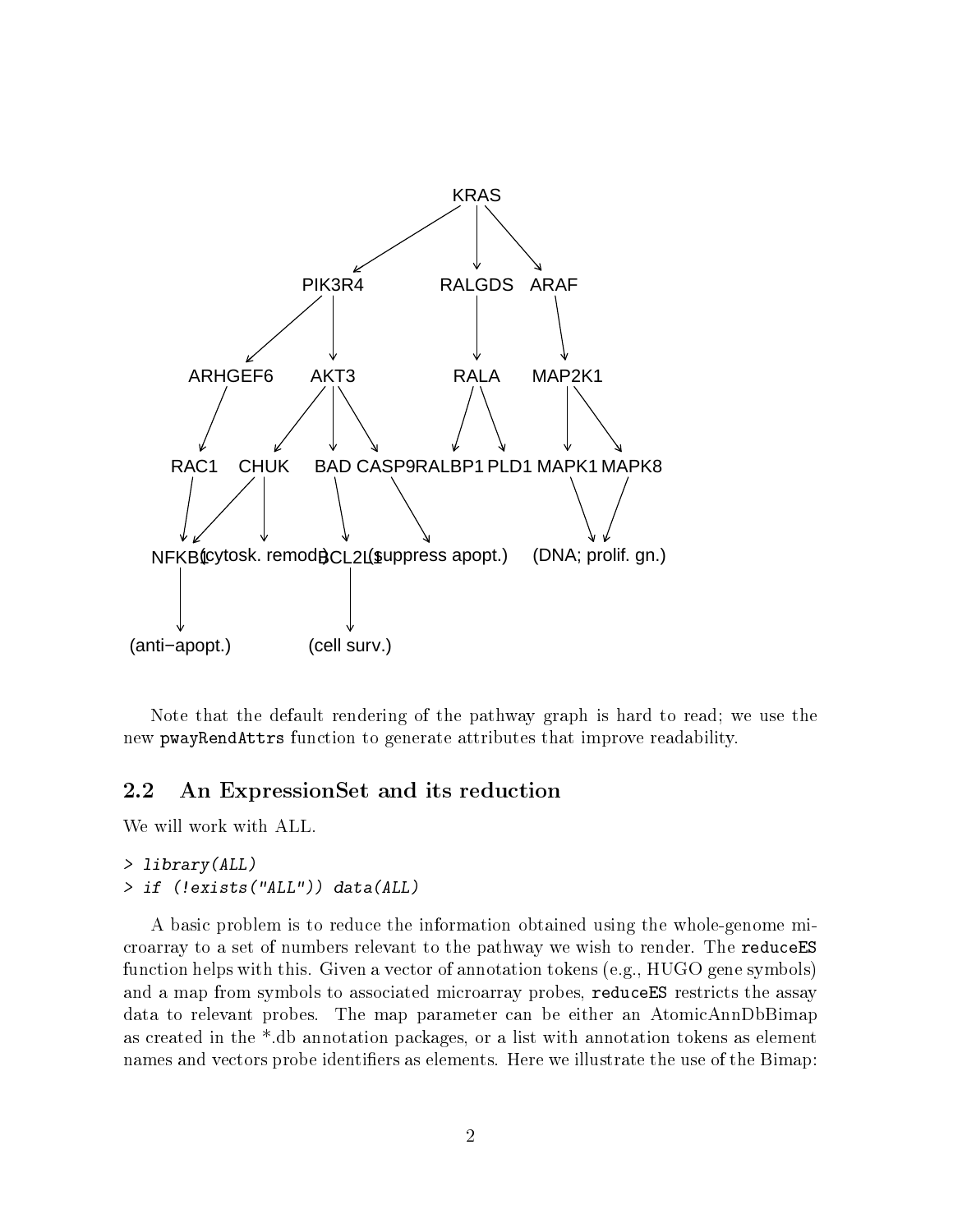Note that the default rendering of the pathway graph is hard to read; we use the new pwayRendAttrs function to generate attributes that improve readability.

## 2.2 An ExpressionSet and its reduction

We will work with ALL.

```
> library(ALL)
> if (!exists("ALL")) data(ALL)
```

A basic problem is to reduce the information obtained using the whole-genome microarray to a set of numbers relevant to the pathway we wish to render. The reduceES function helps with this. Given a vector of annotation tokens (e.g., HUGO gene symbols) and a map from symbols to associated microarray probes, reduceES restricts the assay data to relevant probes. The map parameter can be either an AtomicAnnDbBimap as created in the *.db annotation packages, or a list with annotation tokens as element names and vectors probe identifiers as elements. Here we illustrate the use of the Bimap: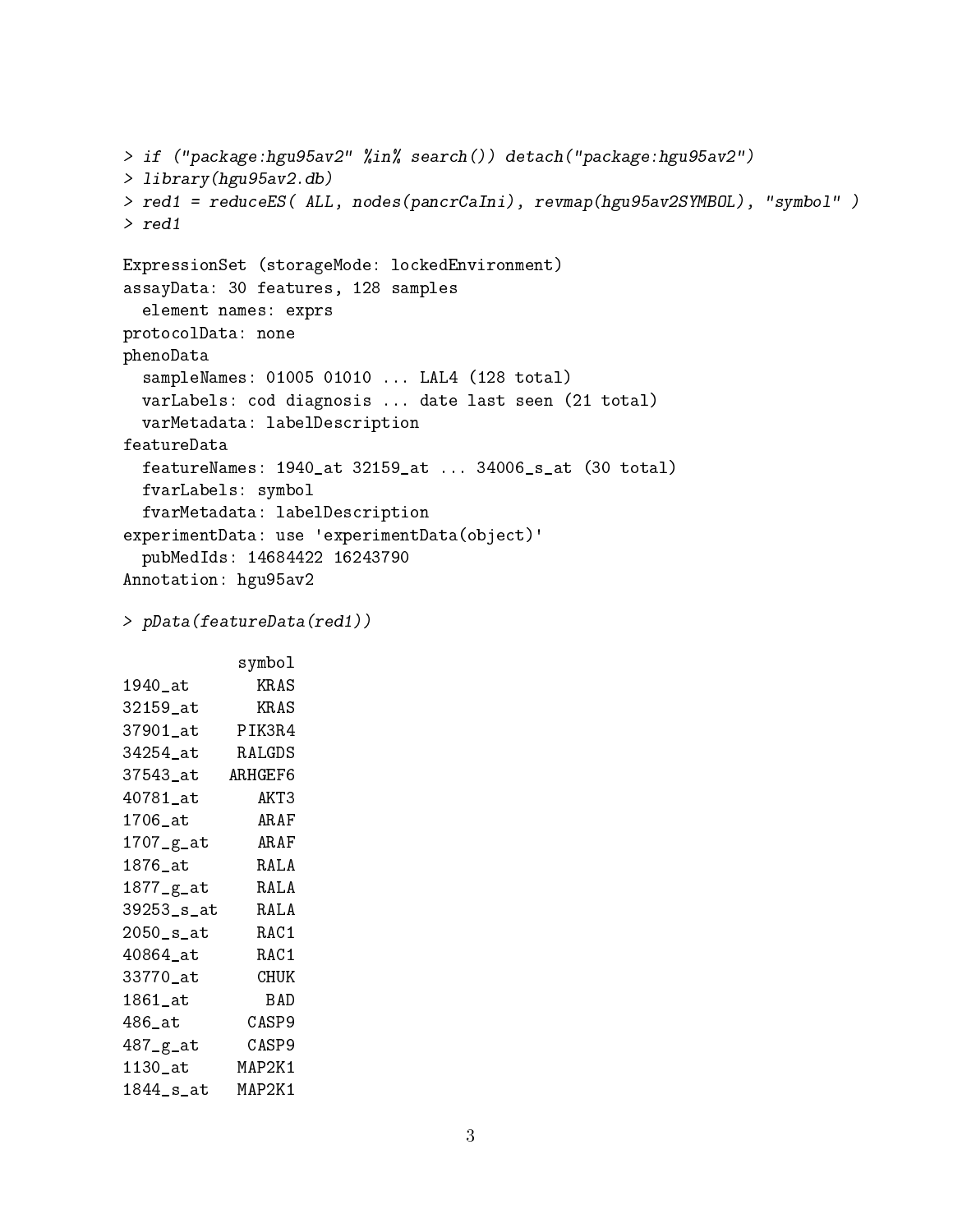```
> if ("package:hgu95av2" %in% search()) detach("package:hgu95av2")
> library(hgu95av2.db)
> red1 = reduceES( ALL, nodes(pancrCaIni), revmap(hgu95av2SYMBOL), "symbol" )
> red1

ExpressionSet (storageMode: lockedEnvironment)
assayData: 30 features, 128 samples
  element names: exprs
protocolData: none
phenoData
  sampleNames: 01005 01010 ... LAL4 (128 total)
  varLabels: cod diagnosis ... date last seen (21 total)
  varMetadata: labelDescription
featureData
  featureNames: 1940_at 32159_at ... 34006_s_at (30 total)
  fvarLabels: symbol
  fvarMetadata: labelDescription
experimentData: use 'experimentData(object)'
  pubMedIds: 14684422 16243790
Annotation: hgu95av2

> pData(featureData(red1))

            symbol
1940_at       KRAS
32159_at      KRAS
37901_at    PIK3R4
34254_at    RALGDS
37543_at   ARHGEF6
40781_at      AKT3
1706_at       ARAF
1707_g_at     ARAF
1876_at       RALA
1877_g_at     RALA
39253_s_at    RALA
2050_s_at     RAC1
40864_at      RAC1
33770_at      CHUK
1861_at        BAD
486_at       CASP9
487_g_at     CASP9
1130_at     MAP2K1
1844_s_at   MAP2K1
```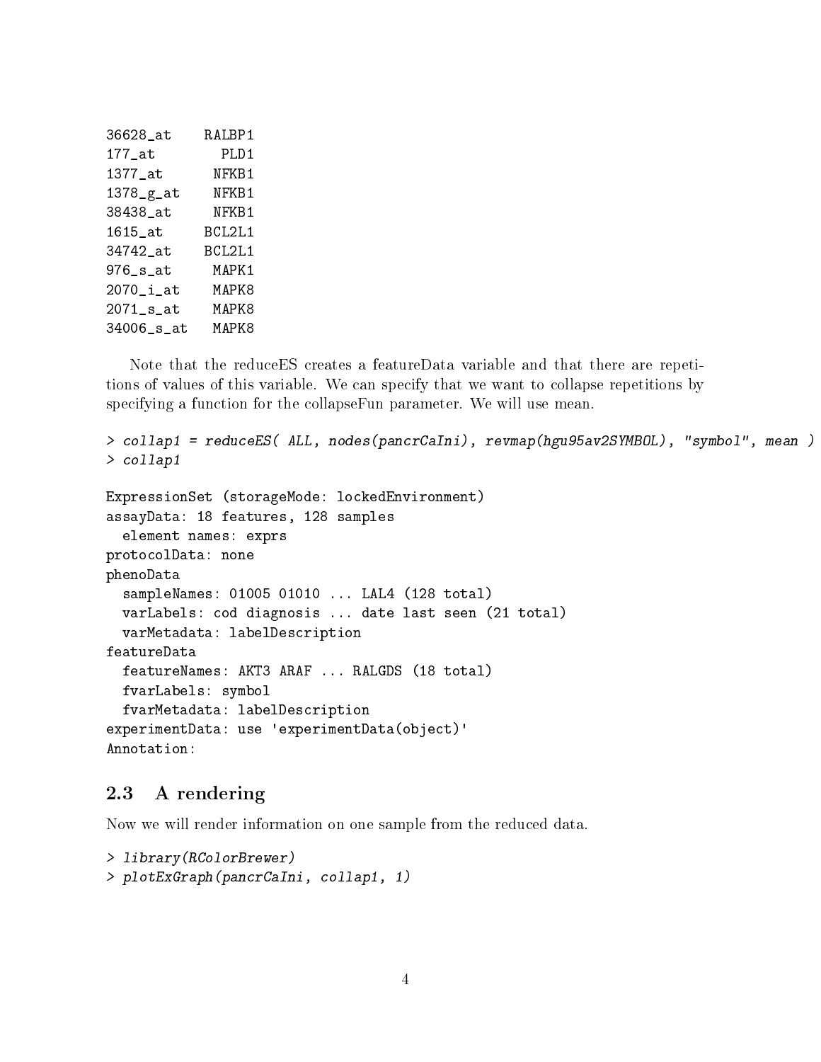```
36628_at    RALBP1
177_at        PLD1
1377_at      NFKB1
1378_g_at    NFKB1
38438_at     NFKB1
1615_at     BCL2L1
34742_at    BCL2L1
976_s_at     MAPK1
2070_i_at    MAPK8
2071_s_at    MAPK8
34006_s_at   MAPK8
```

Note that the reduceES creates a featureData variable and that there are repetitions of values of this variable. We can specify that we want to collapse repetitions by specifying a function for the collapseFun parameter. We will use mean.

```
> collap1 = reduceES( ALL, nodes(pancrCaIni), revmap(hgu95av2SYMBOL), "symbol", mean )
> collap1

ExpressionSet (storageMode: lockedEnvironment)
assayData: 18 features, 128 samples
  element names: exprs
protocolData: none
phenoData
  sampleNames: 01005 01010 ... LAL4 (128 total)
  varLabels: cod diagnosis ... date last seen (21 total)
  varMetadata: labelDescription
featureData
  featureNames: AKT3 ARAF ... RALGDS (18 total)
  fvarLabels: symbol
  fvarMetadata: labelDescription
experimentData: use 'experimentData(object)'
Annotation:
```

## 2.3 A rendering

Now we will render information on one sample from the reduced data.

```
> library(RColorBrewer)
> plotExGraph(pancrCaIni, collap1, 1)
```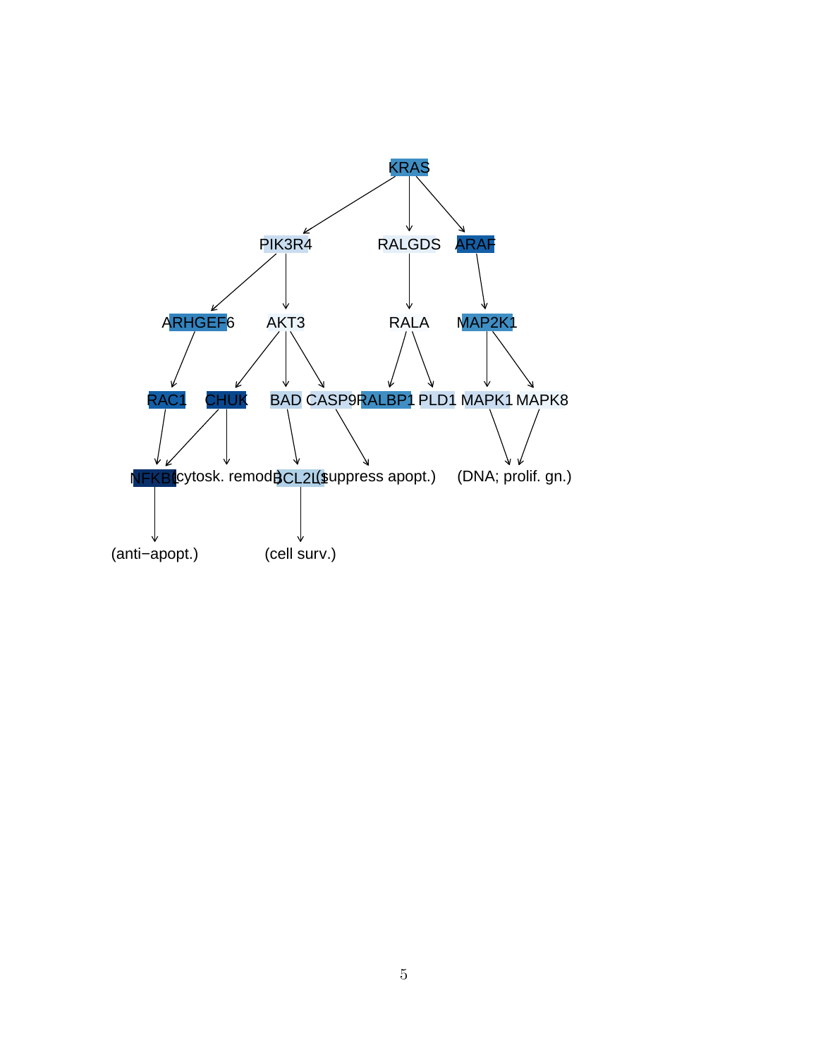KRAS

PIK3R4 RALGDS ARAF

ARHGEF6 AKT3 RALA MAP2K1

RAC1 CHUK BAD CASP9 RALBP1 PLD1 MAPK1 MAPK8

NFKB1 (cytosk. remod.) BCL2L1 (suppress apopt.) (DNA; prolif. gn.)

(anti−apopt.) (cell surv.)